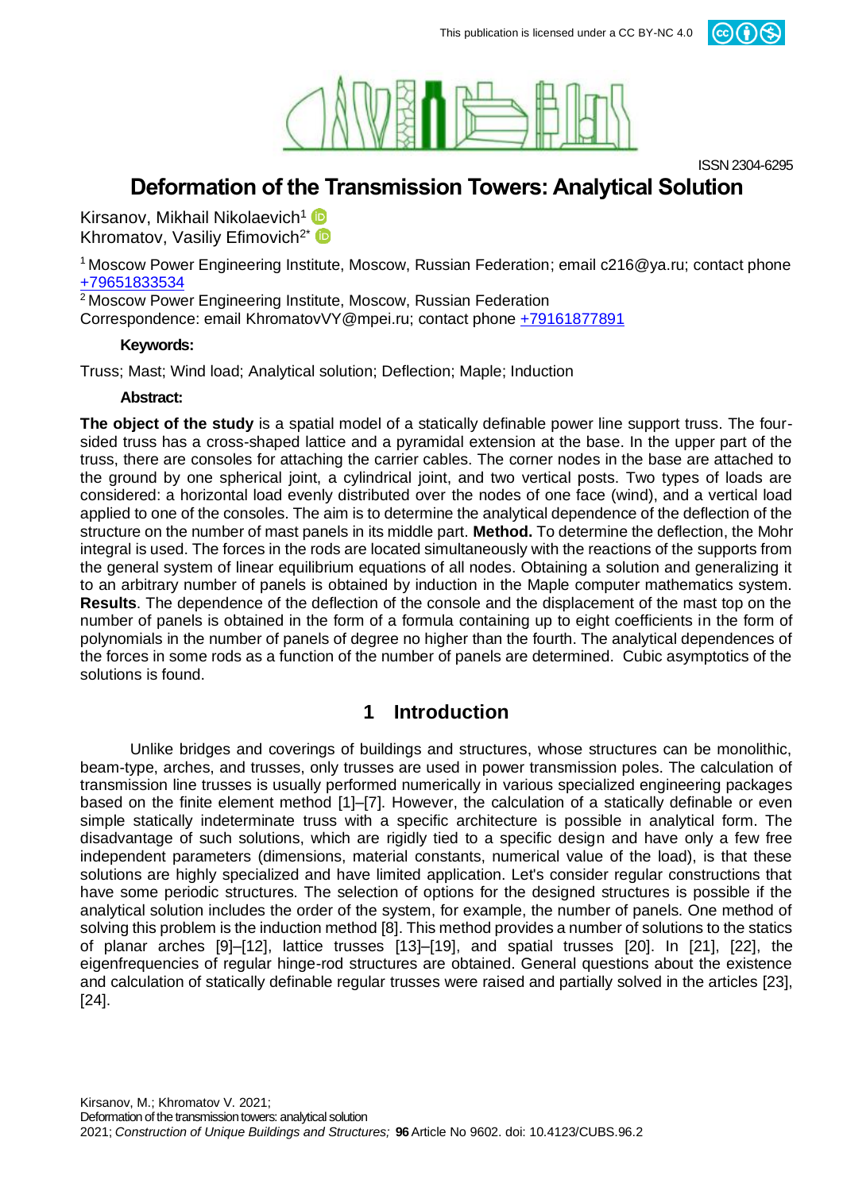This publication is licensed under a CC BY-NC 4.0

ISSN 2304-6295

# Deformation of the Transmission Towers: Analytical Solution

Kirsanov, Mikhail Nikolaevich[1]
Khromatov, Vasiliy Efimovich[2*]

[1] Moscow Power Engineering Institute, Moscow, Russian Federation; email c216@ya.ru; contact phone +79651833534
[2] Moscow Power Engineering Institute, Moscow, Russian Federation
Correspondence: email KhromatovVY@mpei.ru; contact phone +79161877891

**Keywords:**

Truss; Mast; Wind load; Analytical solution; Deflection; Maple; Induction

**Abstract:**

**The object of the study** is a spatial model of a statically definable power line support truss. The four-sided truss has a cross-shaped lattice and a pyramidal extension at the base. In the upper part of the truss, there are consoles for attaching the carrier cables. The corner nodes in the base are attached to the ground by one spherical joint, a cylindrical joint, and two vertical posts. Two types of loads are considered: a horizontal load evenly distributed over the nodes of one face (wind), and a vertical load applied to one of the consoles. The aim is to determine the analytical dependence of the deflection of the structure on the number of mast panels in its middle part. **Method.** To determine the deflection, the Mohr integral is used. The forces in the rods are located simultaneously with the reactions of the supports from the general system of linear equilibrium equations of all nodes. Obtaining a solution and generalizing it to an arbitrary number of panels is obtained by induction in the Maple computer mathematics system. **Results**. The dependence of the deflection of the console and the displacement of the mast top on the number of panels is obtained in the form of a formula containing up to eight coefficients in the form of polynomials in the number of panels of degree no higher than the fourth. The analytical dependences of the forces in some rods as a function of the number of panels are determined. Cubic asymptotics of the solutions is found.

## 1 Introduction

Unlike bridges and coverings of buildings and structures, whose structures can be monolithic, beam-type, arches, and trusses, only trusses are used in power transmission poles. The calculation of transmission line trusses is usually performed numerically in various specialized engineering packages based on the finite element method [1]–[7]. However, the calculation of a statically definable or even simple statically indeterminate truss with a specific architecture is possible in analytical form. The disadvantage of such solutions, which are rigidly tied to a specific design and have only a few free independent parameters (dimensions, material constants, numerical value of the load), is that these solutions are highly specialized and have limited application. Let's consider regular constructions that have some periodic structures. The selection of options for the designed structures is possible if the analytical solution includes the order of the system, for example, the number of panels. One method of solving this problem is the induction method [8]. This method provides a number of solutions to the statics of planar arches [9]–[12], lattice trusses [13]–[19], and spatial trusses [20]. In [21], [22], the eigenfrequencies of regular hinge-rod structures are obtained. General questions about the existence and calculation of statically definable regular trusses were raised and partially solved in the articles [23], [24].

Kirsanov, M.; Khromatov V. 2021;
Deformation of the transmission towers: analytical solution
2021; *Construction of Unique Buildings and Structures;* **96** Article No 9602. doi: 10.4123/CUBS.96.2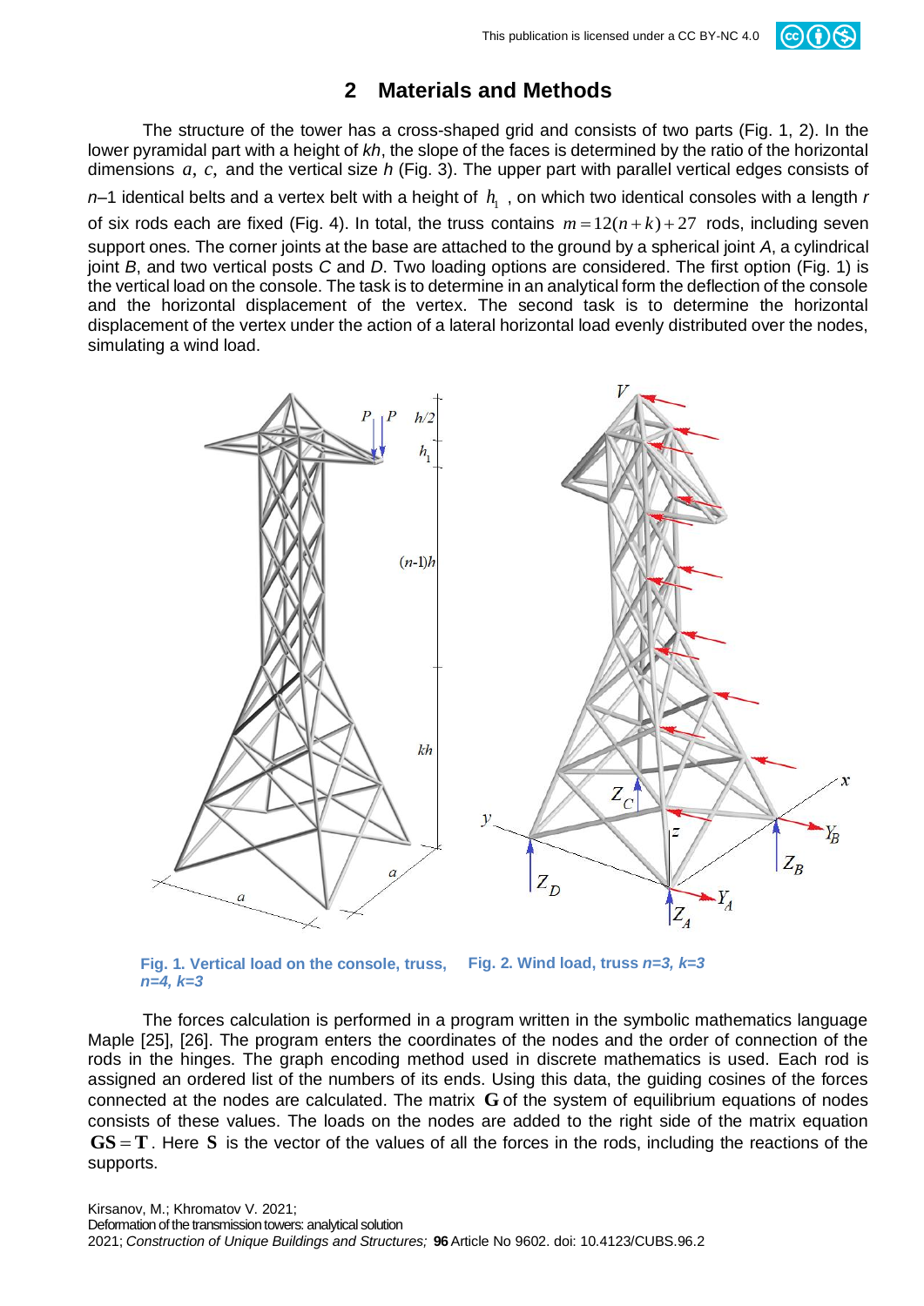## 2 Materials and Methods

The structure of the tower has a cross-shaped grid and consists of two parts (Fig. 1, 2). In the lower pyramidal part with a height of $kh$, the slope of the faces is determined by the ratio of the horizontal dimensions $a$, $c$, and the vertical size $h$ (Fig. 3). The upper part with parallel vertical edges consists of $n$–1 identical belts and a vertex belt with a height of $h_1$ , on which two identical consoles with a length $r$ of six rods each are fixed (Fig. 4). In total, the truss contains $m = 12(n+k)+27$ rods, including seven support ones. The corner joints at the base are attached to the ground by a spherical joint $A$, a cylindrical joint $B$, and two vertical posts $C$ and $D$. Two loading options are considered. The first option (Fig. 1) is the vertical load on the console. The task is to determine in an analytical form the deflection of the console and the horizontal displacement of the vertex. The second task is to determine the horizontal displacement of the vertex under the action of a lateral horizontal load evenly distributed over the nodes, simulating a wind load.

**Fig. 1. Vertical load on the console, truss, *n=4, k=3***

**Fig. 2. Wind load, truss *n=3, k=3***

The forces calculation is performed in a program written in the symbolic mathematics language Maple [25], [26]. The program enters the coordinates of the nodes and the order of connection of the rods in the hinges. The graph encoding method used in discrete mathematics is used. Each rod is assigned an ordered list of the numbers of its ends. Using this data, the guiding cosines of the forces connected at the nodes are calculated. The matrix $\mathbf{G}$ of the system of equilibrium equations of nodes consists of these values. The loads on the nodes are added to the right side of the matrix equation $\mathbf{GS} = \mathbf{T}$. Here $\mathbf{S}$ is the vector of the values of all the forces in the rods, including the reactions of the supports.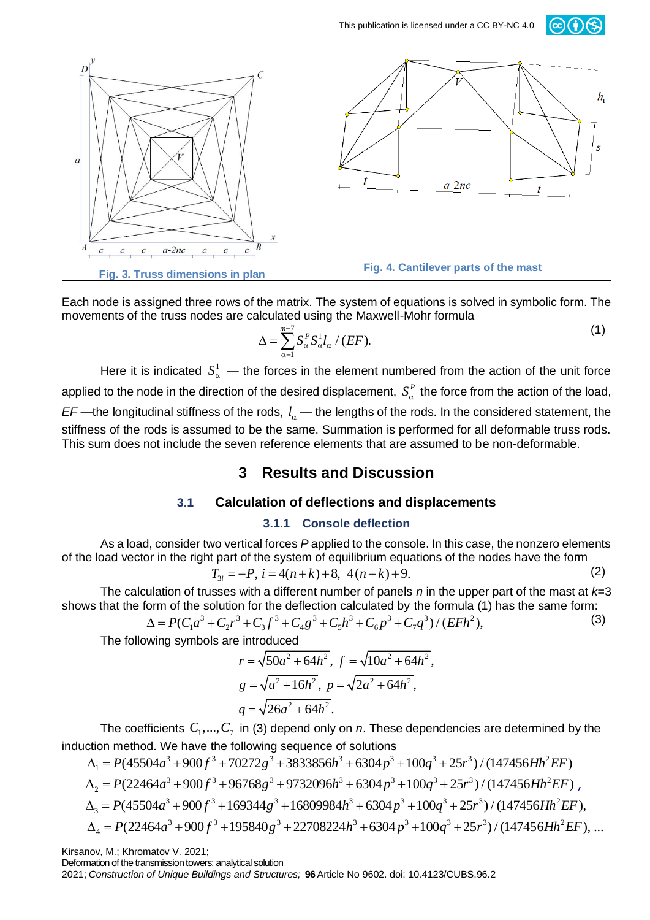Fig. 3. Truss dimensions in plan

Fig. 4. Cantilever parts of the mast

Each node is assigned three rows of the matrix. The system of equations is solved in symbolic form. The movements of the truss nodes are calculated using the Maxwell-Mohr formula

$$\Delta = \sum_{\alpha=1}^{m-7} S_\alpha^P S_\alpha^1 l_\alpha / (EF). \tag{1}$$

Here it is indicated $S_\alpha^1$ — the forces in the element numbered from the action of the unit force applied to the node in the direction of the desired displacement, $S_\alpha^P$ the force from the action of the load, $EF$ —the longitudinal stiffness of the rods, $l_\alpha$ — the lengths of the rods. In the considered statement, the stiffness of the rods is assumed to be the same. Summation is performed for all deformable truss rods. This sum does not include the seven reference elements that are assumed to be non-deformable.

## 3 Results and Discussion

### 3.1 Calculation of deflections and displacements

#### 3.1.1 Console deflection

As a load, consider two vertical forces $P$ applied to the console. In this case, the nonzero elements of the load vector in the right part of the system of equilibrium equations of the nodes have the form

$$T_{3i} = -P,\ i = 4(n+k)+8,\ 4(n+k)+9. \tag{2}$$

The calculation of trusses with a different number of panels $n$ in the upper part of the mast at $k$=3 shows that the form of the solution for the deflection calculated by the formula (1) has the same form:

$$\Delta = P(C_1 a^3 + C_2 r^3 + C_3 f^3 + C_4 g^3 + C_5 h^3 + C_6 p^3 + C_7 q^3)/(EFh^2), \tag{3}$$

The following symbols are introduced

$$r = \sqrt{50a^2 + 64h^2},\ f = \sqrt{10a^2 + 64h^2},$$
$$g = \sqrt{a^2 + 16h^2},\ p = \sqrt{2a^2 + 64h^2},$$
$$q = \sqrt{26a^2 + 64h^2}.$$

The coefficients $C_1, ..., C_7$ in (3) depend only on $n$. These dependencies are determined by the induction method. We have the following sequence of solutions

$$\Delta_1 = P(45504a^3 + 900f^3 + 70272g^3 + 3833856h^3 + 6304p^3 + 100q^3 + 25r^3)/(147456Hh^2EF)$$
$$\Delta_2 = P(22464a^3 + 900f^3 + 96768g^3 + 9732096h^3 + 6304p^3 + 100q^3 + 25r^3)/(147456Hh^2EF),$$
$$\Delta_3 = P(45504a^3 + 900f^3 + 169344g^3 + 16809984h^3 + 6304p^3 + 100q^3 + 25r^3)/(147456Hh^2EF),$$
$$\Delta_4 = P(22464a^3 + 900f^3 + 195840g^3 + 22708224h^3 + 6304p^3 + 100q^3 + 25r^3)/(147456Hh^2EF), ...$$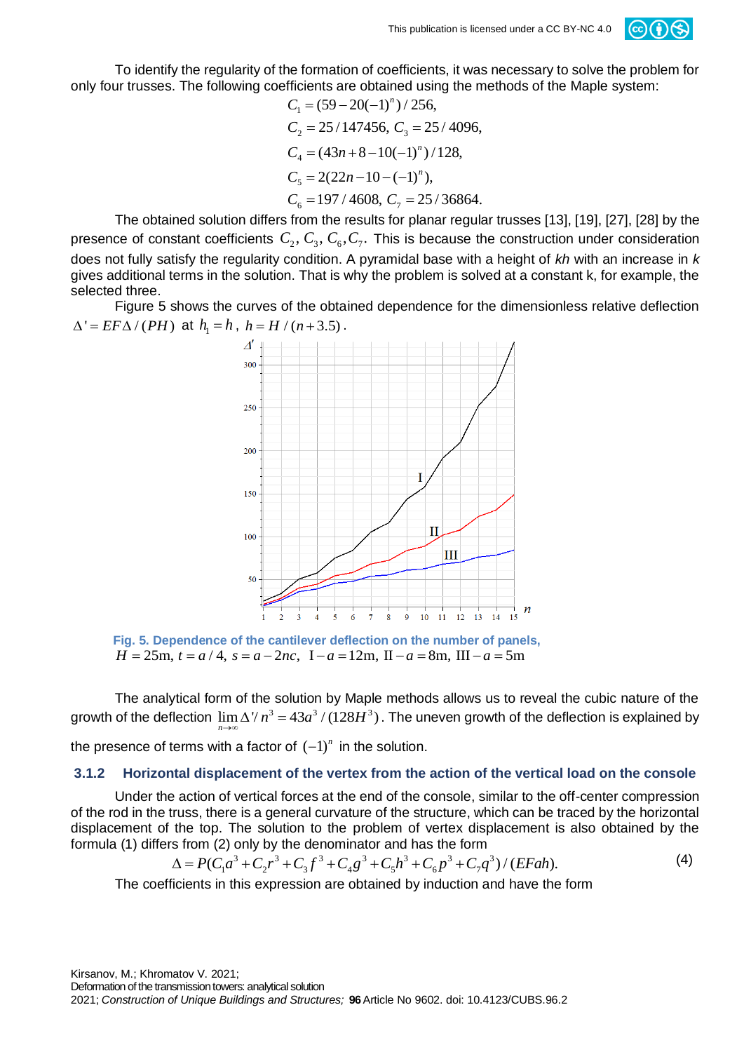To identify the regularity of the formation of coefficients, it was necessary to solve the problem for only four trusses. The following coefficients are obtained using the methods of the Maple system:

$$C_1 = (59 - 20(-1)^n)/256,$$

$$C_2 = 25/147456,\ C_3 = 25/4096,$$

$$C_4 = (43n + 8 - 10(-1)^n)/128,$$

$$C_5 = 2(22n - 10 - (-1)^n),$$

$$C_6 = 197/4608,\ C_7 = 25/36864.$$

The obtained solution differs from the results for planar regular trusses [13], [19], [27], [28] by the presence of constant coefficients $C_2, C_3, C_6, C_7$. This is because the construction under consideration does not fully satisfy the regularity condition. A pyramidal base with a height of *kh* with an increase in *k* gives additional terms in the solution. That is why the problem is solved at a constant k, for example, the selected three.

Figure 5 shows the curves of the obtained dependence for the dimensionless relative deflection $\Delta' = EF\Delta/(PH)$ at $h_1 = h$, $h = H/(n+3.5)$.

**Fig. 5. Dependence of the cantilever deflection on the number of panels,** $H = 25\text{m},\ t = a/4,\ s = a - 2nc,\ \text{I} - a = 12\text{m},\ \text{II} - a = 8\text{m},\ \text{III} - a = 5\text{m}$

The analytical form of the solution by Maple methods allows us to reveal the cubic nature of the growth of the deflection $\lim_{n\to\infty} \Delta'/n^3 = 43a^3/(128H^3)$. The uneven growth of the deflection is explained by the presence of terms with a factor of $(-1)^n$ in the solution.

### 3.1.2 Horizontal displacement of the vertex from the action of the vertical load on the console

Under the action of vertical forces at the end of the console, similar to the off-center compression of the rod in the truss, there is a general curvature of the structure, which can be traced by the horizontal displacement of the top. The solution to the problem of vertex displacement is also obtained by the formula (1) differs from (2) only by the denominator and has the form

$$\Delta = P(C_1 a^3 + C_2 r^3 + C_3 f^3 + C_4 g^3 + C_5 h^3 + C_6 p^3 + C_7 q^3)/(EFah). \tag{4}$$

The coefficients in this expression are obtained by induction and have the form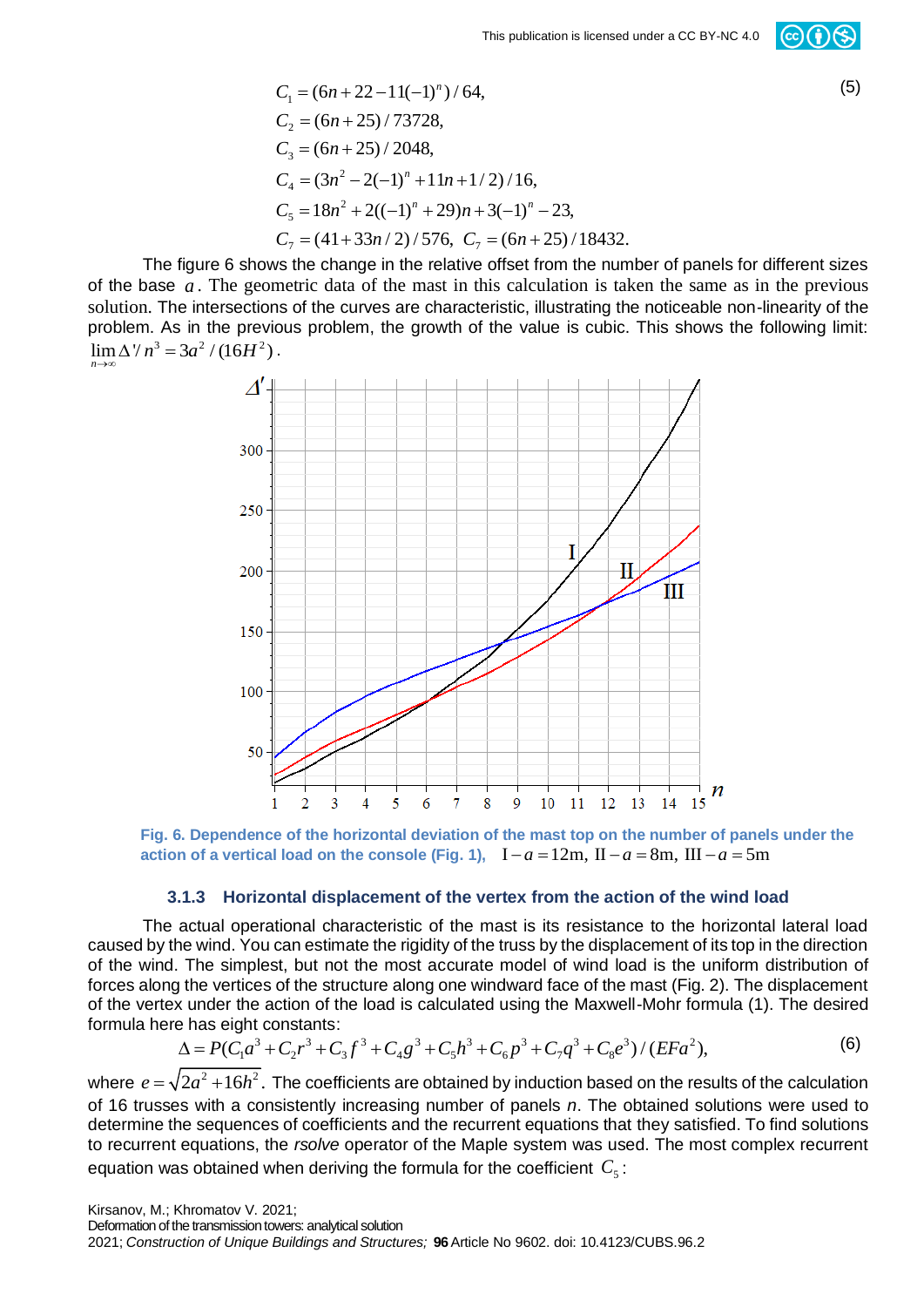$$
\begin{aligned}
&C_1 = (6n + 22 - 11(-1)^n)/64, \\
&C_2 = (6n + 25)/73728, \\
&C_3 = (6n + 25)/2048, \\
&C_4 = (3n^2 - 2(-1)^n + 11n + 1/2)/16, \\
&C_5 = 18n^2 + 2((-1)^n + 29)n + 3(-1)^n - 23, \\
&C_7 = (41 + 33n/2)/576,\ C_7 = (6n + 25)/18432.
\end{aligned}
\tag{5}
$$

The figure 6 shows the change in the relative offset from the number of panels for different sizes of the base $a$. The geometric data of the mast in this calculation is taken the same as in the previous solution. The intersections of the curves are characteristic, illustrating the noticeable non-linearity of the problem. As in the previous problem, the growth of the value is cubic. This shows the following limit: $\lim_{n\to\infty} \Delta'/n^3 = 3a^2/(16H^2)$.

**Fig. 6. Dependence of the horizontal deviation of the mast top on the number of panels under the action of a vertical load on the console (Fig. 1),** $\mathrm{I} - a = 12\mathrm{m},\ \mathrm{II} - a = 8\mathrm{m},\ \mathrm{III} - a = 5\mathrm{m}$

### 3.1.3 Horizontal displacement of the vertex from the action of the wind load

The actual operational characteristic of the mast is its resistance to the horizontal lateral load caused by the wind. You can estimate the rigidity of the truss by the displacement of its top in the direction of the wind. The simplest, but not the most accurate model of wind load is the uniform distribution of forces along the vertices of the structure along one windward face of the mast (Fig. 2). The displacement of the vertex under the action of the load is calculated using the Maxwell-Mohr formula (1). The desired formula here has eight constants:

$$
\Delta = P(C_1 a^3 + C_2 r^3 + C_3 f^3 + C_4 g^3 + C_5 h^3 + C_6 p^3 + C_7 q^3 + C_8 e^3)/(EFa^2),
\tag{6}
$$

where $e = \sqrt{2a^2 + 16h^2}$. The coefficients are obtained by induction based on the results of the calculation of 16 trusses with a consistently increasing number of panels $n$. The obtained solutions were used to determine the sequences of coefficients and the recurrent equations that they satisfied. To find solutions to recurrent equations, the *rsolve* operator of the Maple system was used. The most complex recurrent equation was obtained when deriving the formula for the coefficient $C_5$: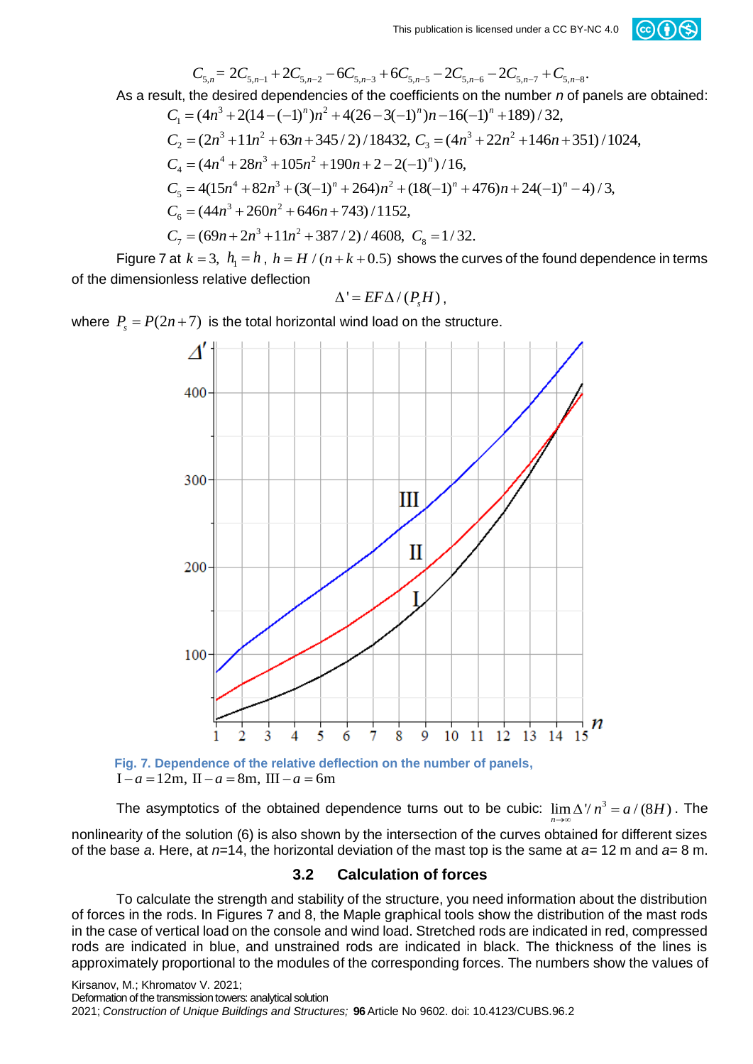$$C_{5,n} = 2C_{5,n-1} + 2C_{5,n-2} - 6C_{5,n-3} + 6C_{5,n-5} - 2C_{5,n-6} - 2C_{5,n-7} + C_{5,n-8}.$$

As a result, the desired dependencies of the coefficients on the number $n$ of panels are obtained:

$$C_1 = (4n^3 + 2(14-(-1)^n)n^2 + 4(26-3(-1)^n)n - 16(-1)^n + 189)/32,$$

$$C_2 = (2n^3 + 11n^2 + 63n + 345/2)/18432,\ C_3 = (4n^3 + 22n^2 + 146n + 351)/1024,$$

$$C_4 = (4n^4 + 28n^3 + 105n^2 + 190n + 2 - 2(-1)^n)/16,$$

$$C_5 = 4(15n^4 + 82n^3 + (3(-1)^n + 264)n^2 + (18(-1)^n + 476)n + 24(-1)^n - 4)/3,$$

$$C_6 = (44n^3 + 260n^2 + 646n + 743)/1152,$$

$$C_7 = (69n + 2n^3 + 11n^2 + 387/2)/4608,\ C_8 = 1/32.$$

Figure 7 at $k=3$, $h_1 = h$, $h = H/(n+k+0.5)$ shows the curves of the found dependence in terms of the dimensionless relative deflection

$$\Delta' = EF\Delta/(P_s H),$$

where $P_s = P(2n+7)$ is the total horizontal wind load on the structure.

**Fig. 7. Dependence of the relative deflection on the number of panels,**
$\text{I} - a = 12\text{m},\ \text{II} - a = 8\text{m},\ \text{III} - a = 6\text{m}$

The asymptotics of the obtained dependence turns out to be cubic: $\lim_{n\to\infty} \Delta'/n^3 = a/(8H)$. The nonlinearity of the solution (6) is also shown by the intersection of the curves obtained for different sizes of the base $a$. Here, at $n$=14, the horizontal deviation of the mast top is the same at $a$= 12 m and $a$= 8 m.

### 3.2 Calculation of forces

To calculate the strength and stability of the structure, you need information about the distribution of forces in the rods. In Figures 7 and 8, the Maple graphical tools show the distribution of the mast rods in the case of vertical load on the console and wind load. Stretched rods are indicated in red, compressed rods are indicated in blue, and unstrained rods are indicated in black. The thickness of the lines is approximately proportional to the modules of the corresponding forces. The numbers show the values of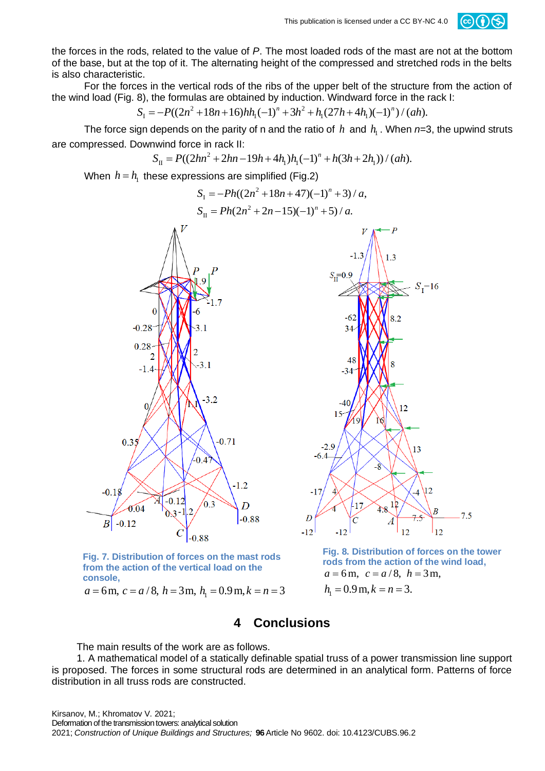the forces in the rods, related to the value of $P$. The most loaded rods of the mast are not at the bottom of the base, but at the top of it. The alternating height of the compressed and stretched rods in the belts is also characteristic.

For the forces in the vertical rods of the ribs of the upper belt of the structure from the action of the wind load (Fig. 8), the formulas are obtained by induction. Windward force in the rack I:

$$S_{\text{I}} = -P((2n^2 + 18n + 16)hh_1(-1)^n + 3h^2 + h_1(27h + 4h_1)(-1)^n)/(ah).$$

The force sign depends on the parity of n and the ratio of $h$ and $h_1$. When $n$=3, the upwind struts are compressed. Downwind force in rack II:

$$S_{\text{II}} = P((2hn^2 + 2hn - 19h + 4h_1)h_1(-1)^n + h(3h + 2h_1))/(ah).$$

When $h = h_1$ these expressions are simplified (Fig.2)

$$S_{\text{I}} = -Ph((2n^2 + 18n + 47)(-1)^n + 3)/a,$$

$$S_{\text{II}} = Ph(2n^2 + 2n - 15)(-1)^n + 5)/a.$$

**Fig. 7. Distribution of forces on the mast rods from the action of the vertical load on the console,**
$a = 6\,\text{m},\ c = a/8,\ h = 3\,\text{m},\ h_1 = 0.9\,\text{m}, k = n = 3$

**Fig. 8. Distribution of forces on the tower rods from the action of the wind load,**
$a = 6\,\text{m},\ \ c = a/8,\ \ h = 3\,\text{m},$
$h_1 = 0.9\,\text{m}, k = n = 3.$

## 4 Conclusions

The main results of the work are as follows.

1. A mathematical model of a statically definable spatial truss of a power transmission line support is proposed. The forces in some structural rods are determined in an analytical form. Patterns of force distribution in all truss rods are constructed.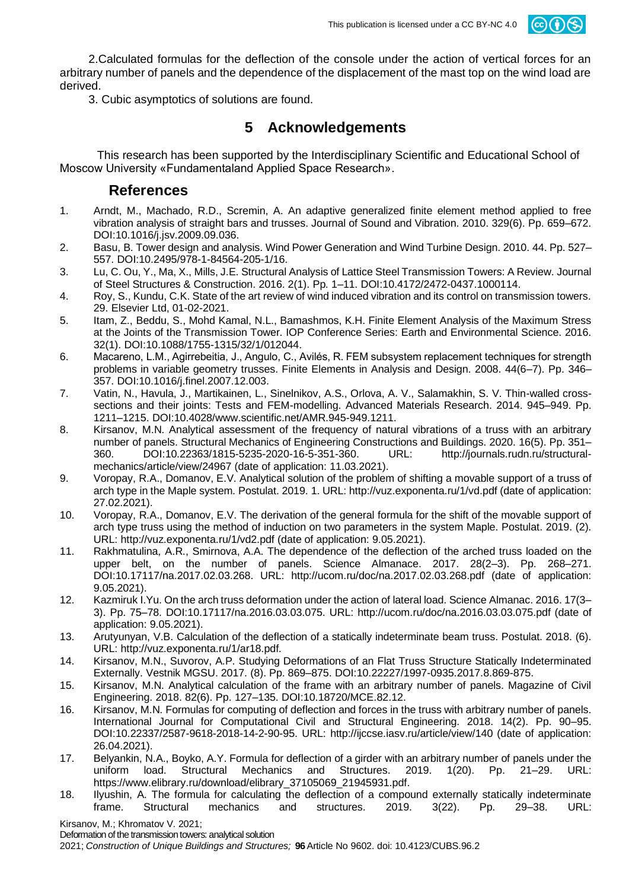2.Calculated formulas for the deflection of the console under the action of vertical forces for an arbitrary number of panels and the dependence of the displacement of the mast top on the wind load are derived.

3. Cubic asymptotics of solutions are found.

## 5 Acknowledgements

This research has been supported by the Interdisciplinary Scientific and Educational School of Moscow University «Fundamentaland Applied Space Research».

## References

1. Arndt, M., Machado, R.D., Scremin, A. An adaptive generalized finite element method applied to free vibration analysis of straight bars and trusses. Journal of Sound and Vibration. 2010. 329(6). Pp. 659–672. DOI:10.1016/j.jsv.2009.09.036.
2. Basu, B. Tower design and analysis. Wind Power Generation and Wind Turbine Design. 2010. 44. Pp. 527–557. DOI:10.2495/978-1-84564-205-1/16.
3. Lu, C. Ou, Y., Ma, X., Mills, J.E. Structural Analysis of Lattice Steel Transmission Towers: A Review. Journal of Steel Structures & Construction. 2016. 2(1). Pp. 1–11. DOI:10.4172/2472-0437.1000114.
4. Roy, S., Kundu, C.K. State of the art review of wind induced vibration and its control on transmission towers. 29. Elsevier Ltd, 01-02-2021.
5. Itam, Z., Beddu, S., Mohd Kamal, N.L., Bamashmos, K.H. Finite Element Analysis of the Maximum Stress at the Joints of the Transmission Tower. IOP Conference Series: Earth and Environmental Science. 2016. 32(1). DOI:10.1088/1755-1315/32/1/012044.
6. Macareno, L.M., Agirrebeitia, J., Angulo, C., Avilés, R. FEM subsystem replacement techniques for strength problems in variable geometry trusses. Finite Elements in Analysis and Design. 2008. 44(6–7). Pp. 346–357. DOI:10.1016/j.finel.2007.12.003.
7. Vatin, N., Havula, J., Martikainen, L., Sinelnikov, A.S., Orlova, A. V., Salamakhin, S. V. Thin-walled cross-sections and their joints: Tests and FEM-modelling. Advanced Materials Research. 2014. 945–949. Pp. 1211–1215. DOI:10.4028/www.scientific.net/AMR.945-949.1211.
8. Kirsanov, M.N. Analytical assessment of the frequency of natural vibrations of a truss with an arbitrary number of panels. Structural Mechanics of Engineering Constructions and Buildings. 2020. 16(5). Pp. 351–360. DOI:10.22363/1815-5235-2020-16-5-351-360. URL: http://journals.rudn.ru/structural-mechanics/article/view/24967 (date of application: 11.03.2021).
9. Voropay, R.A., Domanov, E.V. Analytical solution of the problem of shifting a movable support of a truss of arch type in the Maple system. Postulat. 2019. 1. URL: http://vuz.exponenta.ru/1/vd.pdf (date of application: 27.02.2021).
10. Voropay, R.A., Domanov, E.V. The derivation of the general formula for the shift of the movable support of arch type truss using the method of induction on two parameters in the system Maple. Postulat. 2019. (2). URL: http://vuz.exponenta.ru/1/vd2.pdf (date of application: 9.05.2021).
11. Rakhmatulina, A.R., Smirnova, A.A. The dependence of the deflection of the arched truss loaded on the upper belt, on the number of panels. Science Almanace. 2017. 28(2–3). Pp. 268–271. DOI:10.17117/na.2017.02.03.268. URL: http://ucom.ru/doc/na.2017.02.03.268.pdf (date of application: 9.05.2021).
12. Kazmiruk I.Yu. On the arch truss deformation under the action of lateral load. Science Almanac. 2016. 17(3–3). Pp. 75–78. DOI:10.17117/na.2016.03.03.075. URL: http://ucom.ru/doc/na.2016.03.03.075.pdf (date of application: 9.05.2021).
13. Arutyunyan, V.B. Calculation of the deflection of a statically indeterminate beam truss. Postulat. 2018. (6). URL: http://vuz.exponenta.ru/1/ar18.pdf.
14. Kirsanov, M.N., Suvorov, A.P. Studying Deformations of an Flat Truss Structure Statically Indeterminated Externally. Vestnik MGSU. 2017. (8). Pp. 869–875. DOI:10.22227/1997-0935.2017.8.869-875.
15. Kirsanov, M.N. Analytical calculation of the frame with an arbitrary number of panels. Magazine of Civil Engineering. 2018. 82(6). Pp. 127–135. DOI:10.18720/MCE.82.12.
16. Kirsanov, M.N. Formulas for computing of deflection and forces in the truss with arbitrary number of panels. International Journal for Computational Civil and Structural Engineering. 2018. 14(2). Pp. 90–95. DOI:10.22337/2587-9618-2018-14-2-90-95. URL: http://ijccse.iasv.ru/article/view/140 (date of application: 26.04.2021).
17. Belyankin, N.A., Boyko, A.Y. Formula for deflection of a girder with an arbitrary number of panels under the uniform load. Structural Mechanics and Structures. 2019. 1(20). Pp. 21–29. URL: https://www.elibrary.ru/download/elibrary_37105069_21945931.pdf.
18. Ilyushin, A. The formula for calculating the deflection of a compound externally statically indeterminate frame. Structural mechanics and structures. 2019. 3(22). Pp. 29–38. URL: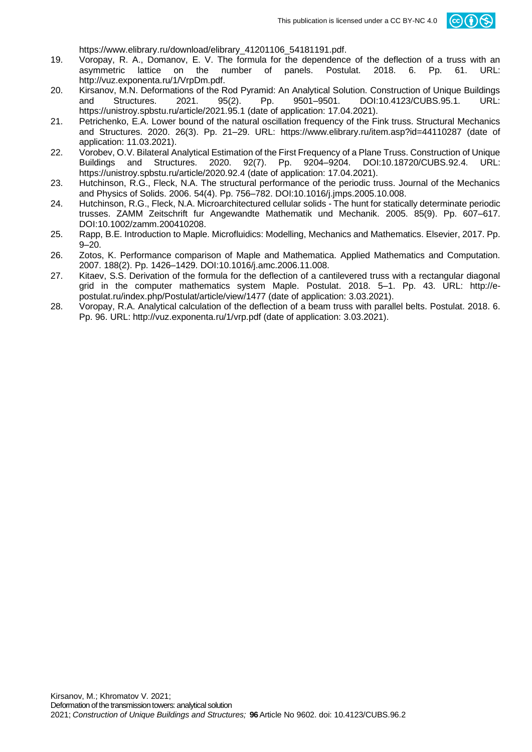https://www.elibrary.ru/download/elibrary_41201106_54181191.pdf.

19. Voropay, R. A., Domanov, E. V. The formula for the dependence of the deflection of a truss with an asymmetric lattice on the number of panels. Postulat. 2018. 6. Pp. 61. URL: http://vuz.exponenta.ru/1/VrpDm.pdf.
20. Kirsanov, M.N. Deformations of the Rod Pyramid: An Analytical Solution. Construction of Unique Buildings and Structures. 2021. 95(2). Pp. 9501–9501. DOI:10.4123/CUBS.95.1. URL: https://unistroy.spbstu.ru/article/2021.95.1 (date of application: 17.04.2021).
21. Petrichenko, E.A. Lower bound of the natural oscillation frequency of the Fink truss. Structural Mechanics and Structures. 2020. 26(3). Pp. 21–29. URL: https://www.elibrary.ru/item.asp?id=44110287 (date of application: 11.03.2021).
22. Vorobev, O.V. Bilateral Analytical Estimation of the First Frequency of a Plane Truss. Construction of Unique Buildings and Structures. 2020. 92(7). Pp. 9204–9204. DOI:10.18720/CUBS.92.4. URL: https://unistroy.spbstu.ru/article/2020.92.4 (date of application: 17.04.2021).
23. Hutchinson, R.G., Fleck, N.A. The structural performance of the periodic truss. Journal of the Mechanics and Physics of Solids. 2006. 54(4). Pp. 756–782. DOI:10.1016/j.jmps.2005.10.008.
24. Hutchinson, R.G., Fleck, N.A. Microarchitectured cellular solids - The hunt for statically determinate periodic trusses. ZAMM Zeitschrift fur Angewandte Mathematik und Mechanik. 2005. 85(9). Pp. 607–617. DOI:10.1002/zamm.200410208.
25. Rapp, B.E. Introduction to Maple. Microfluidics: Modelling, Mechanics and Mathematics. Elsevier, 2017. Pp. 9–20.
26. Zotos, K. Performance comparison of Maple and Mathematica. Applied Mathematics and Computation. 2007. 188(2). Pp. 1426–1429. DOI:10.1016/j.amc.2006.11.008.
27. Kitaev, S.S. Derivation of the formula for the deflection of a cantilevered truss with a rectangular diagonal grid in the computer mathematics system Maple. Postulat. 2018. 5–1. Pp. 43. URL: http://e-postulat.ru/index.php/Postulat/article/view/1477 (date of application: 3.03.2021).
28. Voropay, R.A. Analytical calculation of the deflection of a beam truss with parallel belts. Postulat. 2018. 6. Pp. 96. URL: http://vuz.exponenta.ru/1/vrp.pdf (date of application: 3.03.2021).